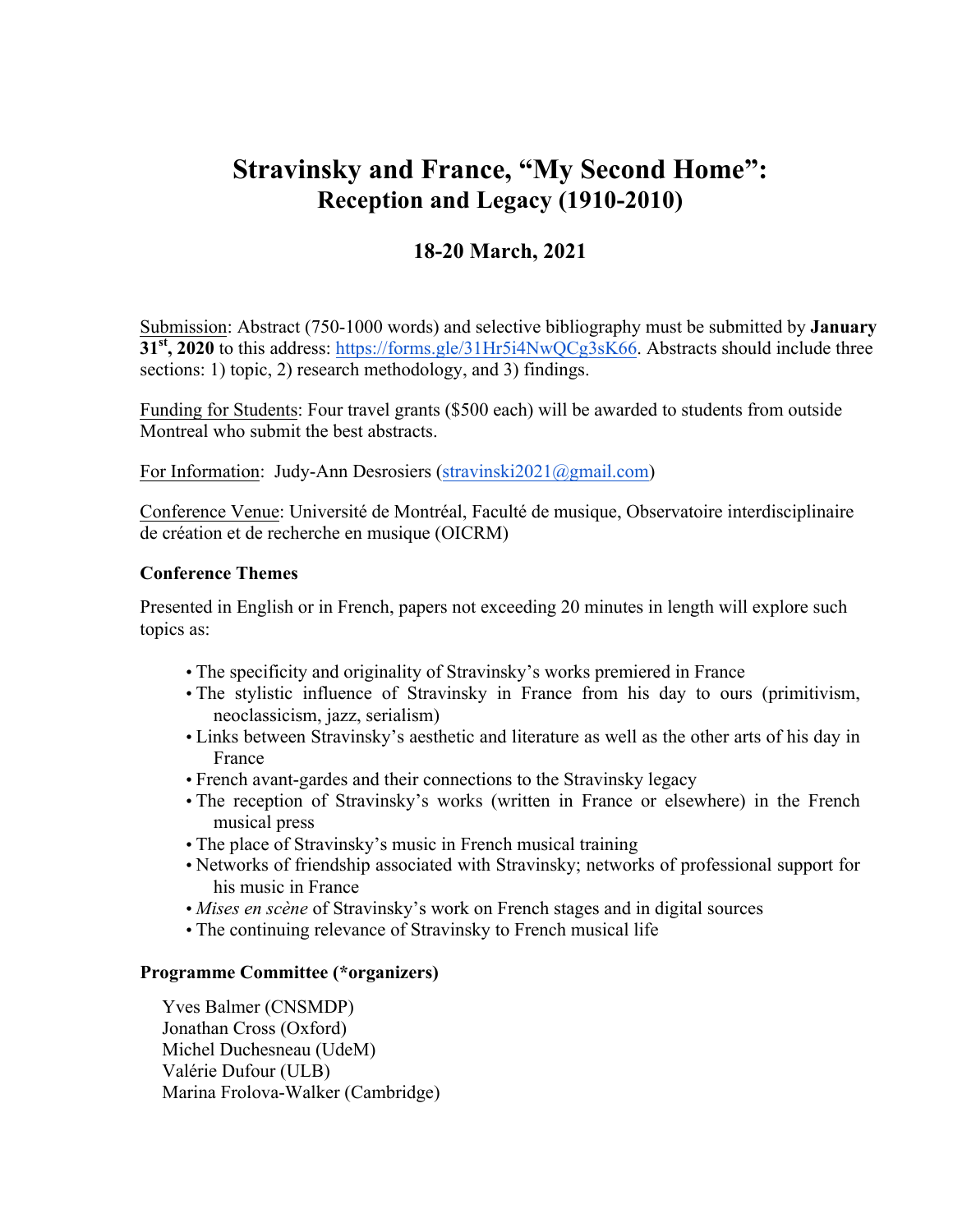# Stravinsky and France, "My Second Home":
## Reception and Legacy (1910-2010)

### 18-20 March, 2021

Submission: Abstract (750-1000 words) and selective bibliography must be submitted by **January 31st, 2020** to this address: https://forms.gle/31Hr5i4NwQCg3sK66. Abstracts should include three sections: 1) topic, 2) research methodology, and 3) findings.

Funding for Students: Four travel grants ($500 each) will be awarded to students from outside Montreal who submit the best abstracts.

For Information: Judy-Ann Desrosiers (stravinski2021@gmail.com)

Conference Venue: Université de Montréal, Faculté de musique, Observatoire interdisciplinaire de création et de recherche en musique (OICRM)

**Conference Themes**

Presented in English or in French, papers not exceeding 20 minutes in length will explore such topics as:

- The specificity and originality of Stravinsky's works premiered in France
- The stylistic influence of Stravinsky in France from his day to ours (primitivism, neoclassicism, jazz, serialism)
- Links between Stravinsky's aesthetic and literature as well as the other arts of his day in France
- French avant-gardes and their connections to the Stravinsky legacy
- The reception of Stravinsky's works (written in France or elsewhere) in the French musical press
- The place of Stravinsky's music in French musical training
- Networks of friendship associated with Stravinsky; networks of professional support for his music in France
- *Mises en scène* of Stravinsky's work on French stages and in digital sources
- The continuing relevance of Stravinsky to French musical life

**Programme Committee (*organizers)**

Yves Balmer (CNSMDP)
Jonathan Cross (Oxford)
Michel Duchesneau (UdeM)
Valérie Dufour (ULB)
Marina Frolova-Walker (Cambridge)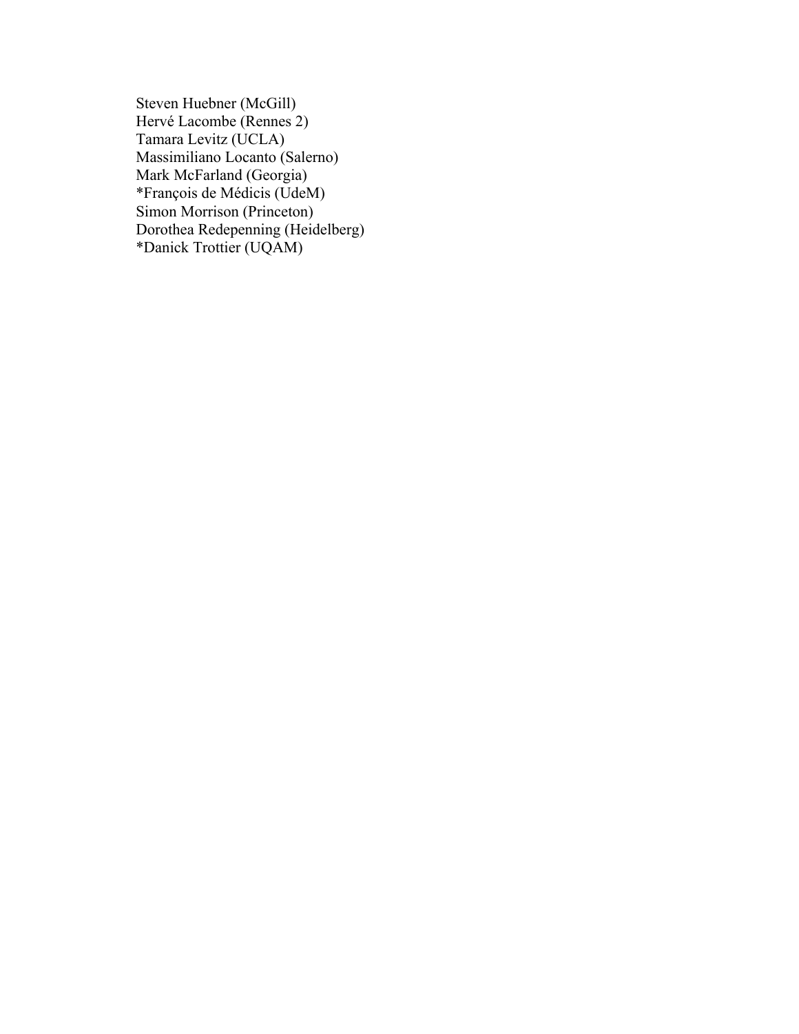Steven Huebner (McGill)
Hervé Lacombe (Rennes 2)
Tamara Levitz (UCLA)
Massimiliano Locanto (Salerno)
Mark McFarland (Georgia)
*François de Médicis (UdeM)
Simon Morrison (Princeton)
Dorothea Redepenning (Heidelberg)
*Danick Trottier (UQAM)